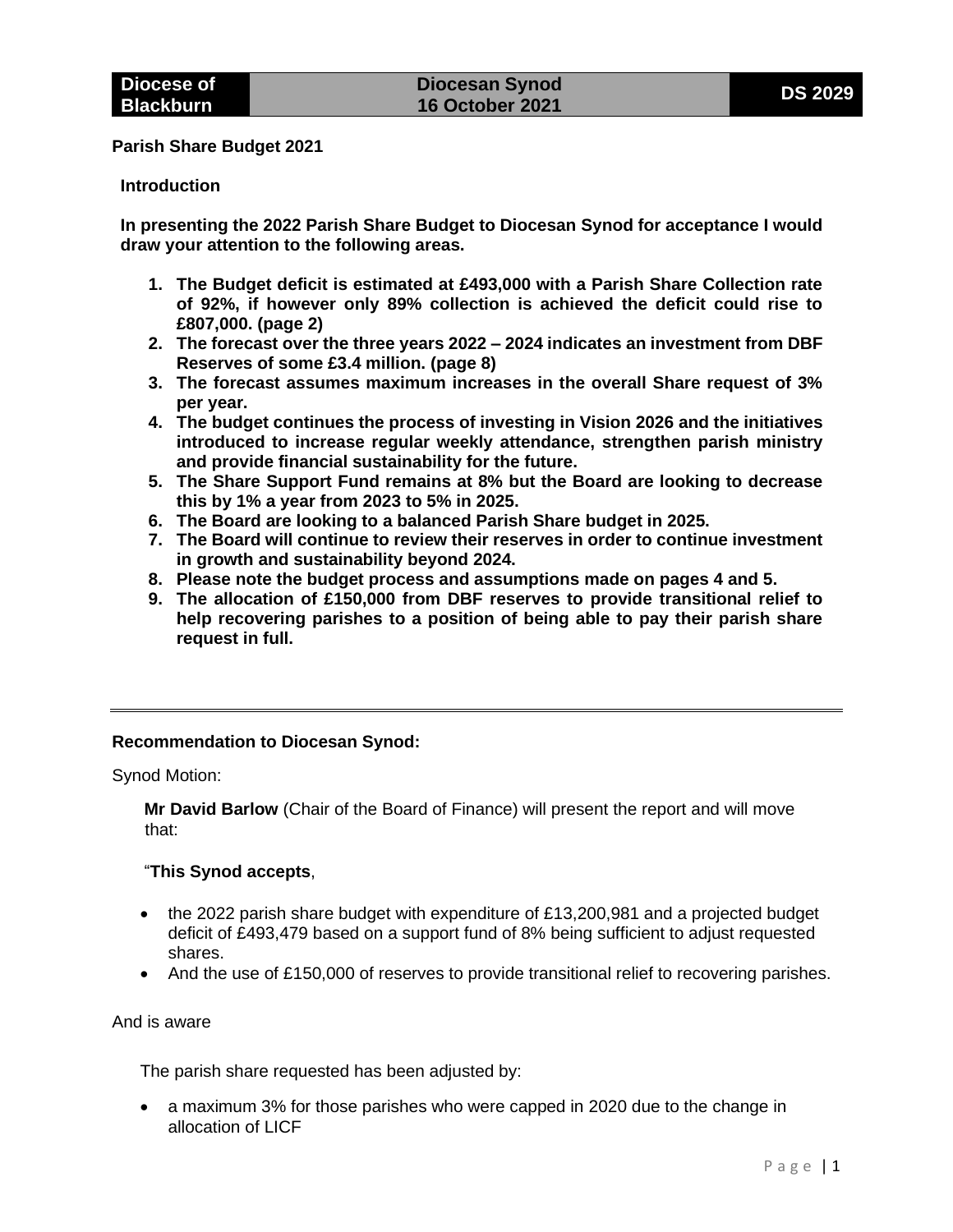| Diocese of Blackburn | Diocesan Synod 16 October 2021 | DS 2029 |
| --- | --- | --- |

**Parish Share Budget 2021**

**Introduction**

**In presenting the 2022 Parish Share Budget to Diocesan Synod for acceptance I would draw your attention to the following areas.**

1. **The Budget deficit is estimated at £493,000 with a Parish Share Collection rate of 92%, if however only 89% collection is achieved the deficit could rise to £807,000. (page 2)**
2. **The forecast over the three years 2022 – 2024 indicates an investment from DBF Reserves of some £3.4 million. (page 8)**
3. **The forecast assumes maximum increases in the overall Share request of 3% per year.**
4. **The budget continues the process of investing in Vision 2026 and the initiatives introduced to increase regular weekly attendance, strengthen parish ministry and provide financial sustainability for the future.**
5. **The Share Support Fund remains at 8% but the Board are looking to decrease this by 1% a year from 2023 to 5% in 2025.**
6. **The Board are looking to a balanced Parish Share budget in 2025.**
7. **The Board will continue to review their reserves in order to continue investment in growth and sustainability beyond 2024.**
8. **Please note the budget process and assumptions made on pages 4 and 5.**
9. **The allocation of £150,000 from DBF reserves to provide transitional relief to help recovering parishes to a position of being able to pay their parish share request in full.**

---

**Recommendation to Diocesan Synod:**

Synod Motion:

**Mr David Barlow** (Chair of the Board of Finance) will present the report and will move that:

"**This Synod accepts**,

- the 2022 parish share budget with expenditure of £13,200,981 and a projected budget deficit of £493,479 based on a support fund of 8% being sufficient to adjust requested shares.
- And the use of £150,000 of reserves to provide transitional relief to recovering parishes.

And is aware

The parish share requested has been adjusted by:

- a maximum 3% for those parishes who were capped in 2020 due to the change in allocation of LICF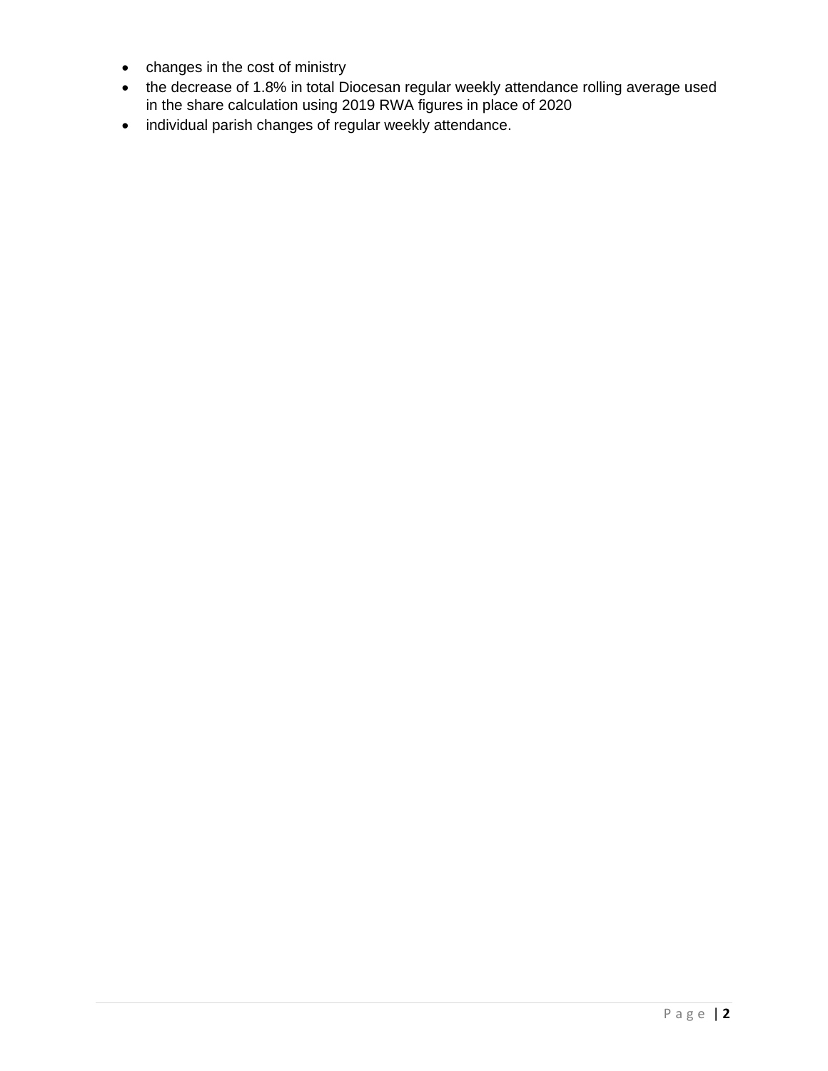- changes in the cost of ministry
- the decrease of 1.8% in total Diocesan regular weekly attendance rolling average used in the share calculation using 2019 RWA figures in place of 2020
- individual parish changes of regular weekly attendance.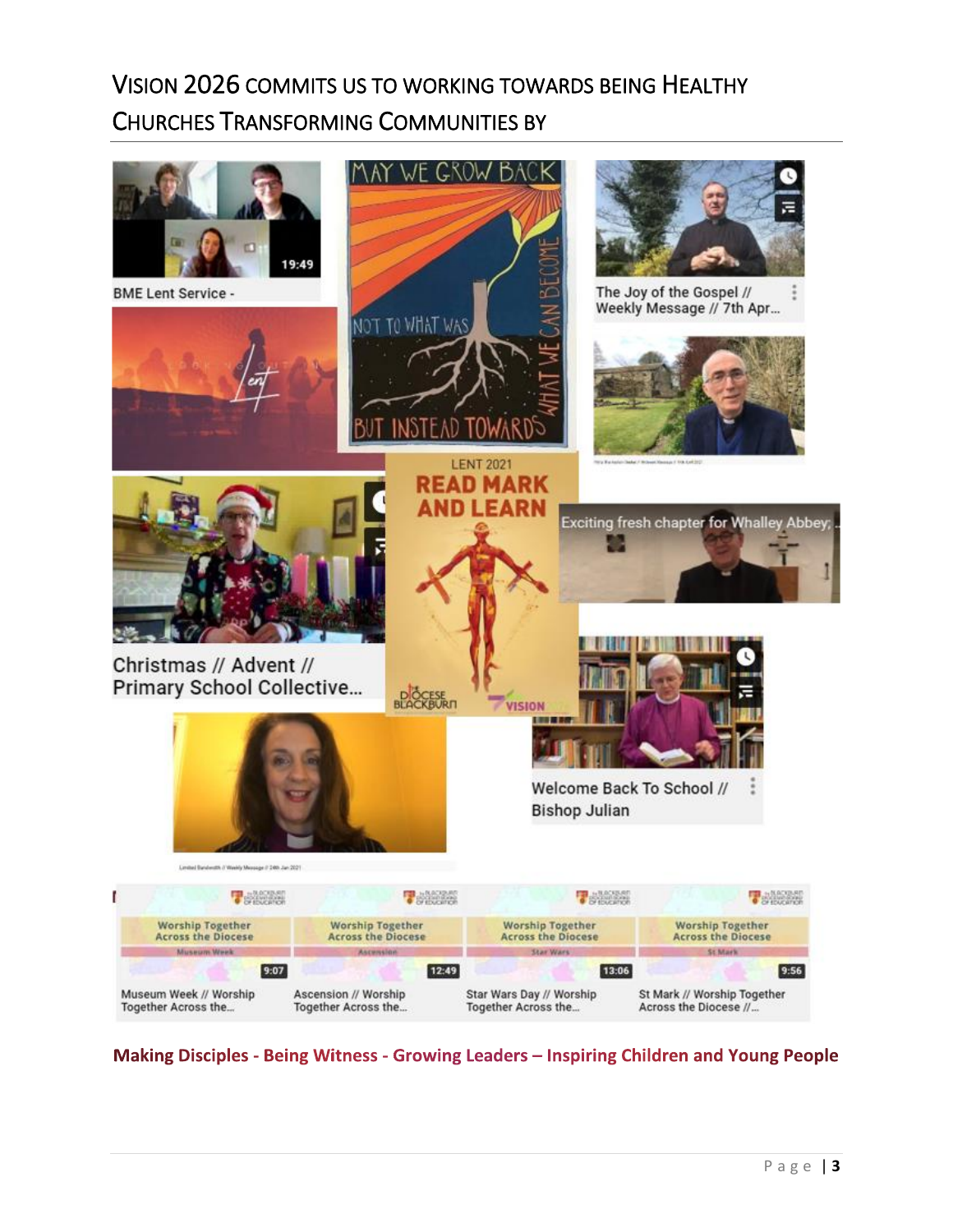## Vision 2026 commits us to working towards being Healthy Churches Transforming Communities by

BME Lent Service -

MAY WE GROW BACK NOT TO WHAT WAS BUT INSTEAD TOWARDS WHAT WE CAN BECOME

The Joy of the Gospel // Weekly Message // 7th Apr...

LENT 2021 READ MARK AND LEARN

Exciting fresh chapter for Whalley Abbey;

Christmas // Advent // Primary School Collective...

Welcome Back To School // Bishop Julian

Museum Week // Worship Together Across the...

Ascension // Worship Together Across the...

Star Wars Day // Worship Together Across the...

St Mark // Worship Together Across the Diocese //...

**Making Disciples - Being Witness - Growing Leaders – Inspiring Children and Young People**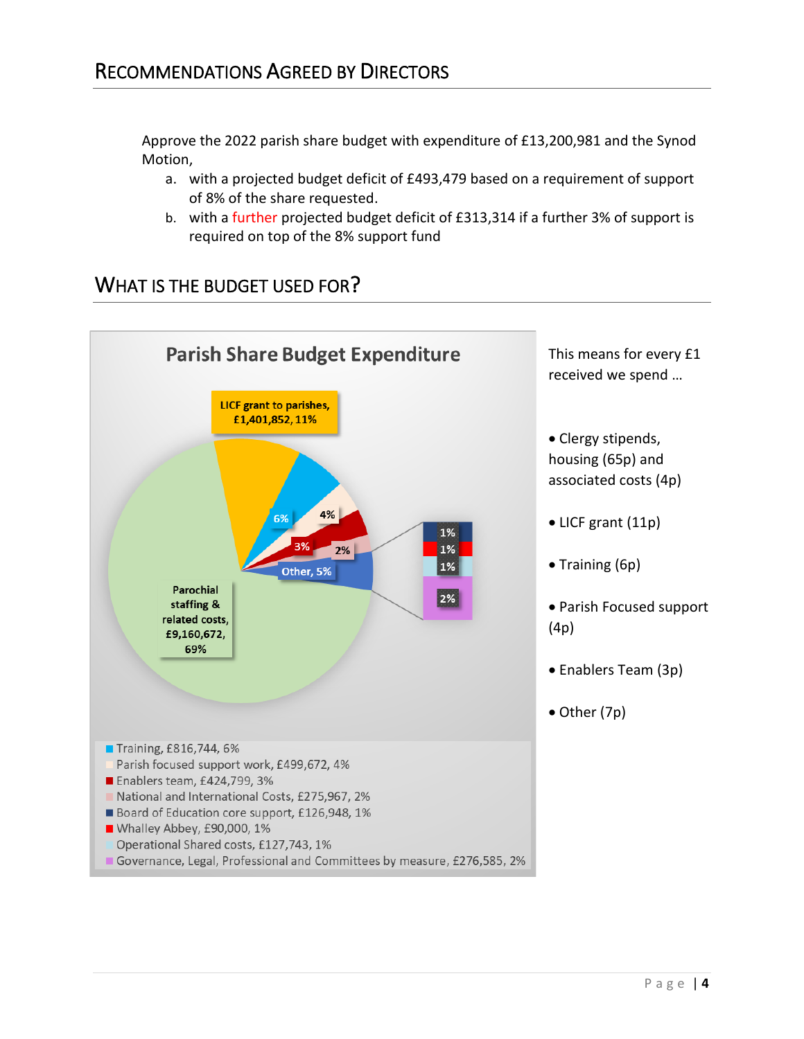## Recommendations Agreed by Directors

Approve the 2022 parish share budget with expenditure of £13,200,981 and the Synod Motion,

a. with a projected budget deficit of £493,479 based on a requirement of support of 8% of the share requested.
b. with a further projected budget deficit of £313,314 if a further 3% of support is required on top of the 8% support fund

## What is the Budget Used For?

**Parish Share Budget Expenditure**

- LICF grant to parishes, £1,401,852, 11%
- Parochial staffing & related costs, £9,160,672, 69%
- Other, 5%
- Training, £816,744, 6%
- Parish focused support work, £499,672, 4%
- Enablers team, £424,799, 3%
- National and International Costs, £275,967, 2%
- Board of Education core support, £126,948, 1%
- Whalley Abbey, £90,000, 1%
- Operational Shared costs, £127,743, 1%
- Governance, Legal, Professional and Committees by measure, £276,585, 2%

This means for every £1 received we spend …

- Clergy stipends, housing (65p) and associated costs (4p)
- LICF grant (11p)
- Training (6p)
- Parish Focused support (4p)
- Enablers Team (3p)
- Other (7p)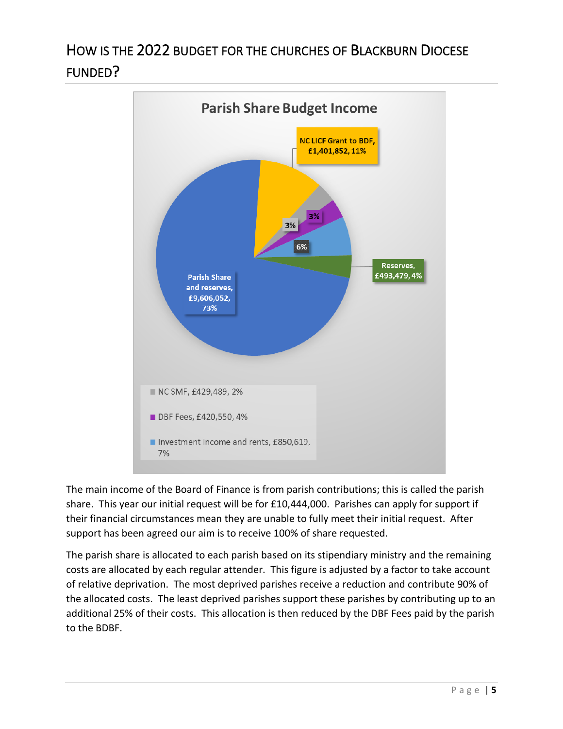# HOW IS THE 2022 BUDGET FOR THE CHURCHES OF BLACKBURN DIOCESE FUNDED?

**Parish Share Budget Income**

- Parish Share and reserves, £9,606,052, 73%
- NC LICF Grant to BDF, £1,401,852, 11%
- Reserves, £493,479, 4%
- NC SMF, £429,489, 2%
- DBF Fees, £420,550, 4%
- Investment income and rents, £850,619, 7%

The main income of the Board of Finance is from parish contributions; this is called the parish share. This year our initial request will be for £10,444,000. Parishes can apply for support if their financial circumstances mean they are unable to fully meet their initial request. After support has been agreed our aim is to receive 100% of share requested.

The parish share is allocated to each parish based on its stipendiary ministry and the remaining costs are allocated by each regular attender. This figure is adjusted by a factor to take account of relative deprivation. The most deprived parishes receive a reduction and contribute 90% of the allocated costs. The least deprived parishes support these parishes by contributing up to an additional 25% of their costs. This allocation is then reduced by the DBF Fees paid by the parish to the BDBF.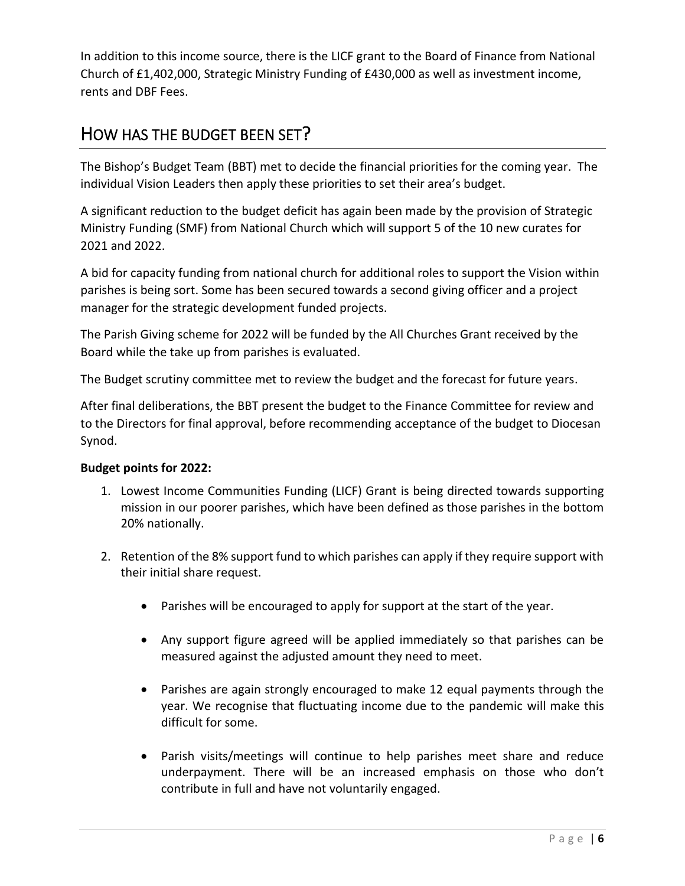In addition to this income source, there is the LICF grant to the Board of Finance from National Church of £1,402,000, Strategic Ministry Funding of £430,000 as well as investment income, rents and DBF Fees.

## HOW HAS THE BUDGET BEEN SET?

The Bishop's Budget Team (BBT) met to decide the financial priorities for the coming year. The individual Vision Leaders then apply these priorities to set their area's budget.

A significant reduction to the budget deficit has again been made by the provision of Strategic Ministry Funding (SMF) from National Church which will support 5 of the 10 new curates for 2021 and 2022.

A bid for capacity funding from national church for additional roles to support the Vision within parishes is being sort. Some has been secured towards a second giving officer and a project manager for the strategic development funded projects.

The Parish Giving scheme for 2022 will be funded by the All Churches Grant received by the Board while the take up from parishes is evaluated.

The Budget scrutiny committee met to review the budget and the forecast for future years.

After final deliberations, the BBT present the budget to the Finance Committee for review and to the Directors for final approval, before recommending acceptance of the budget to Diocesan Synod.

**Budget points for 2022:**

1. Lowest Income Communities Funding (LICF) Grant is being directed towards supporting mission in our poorer parishes, which have been defined as those parishes in the bottom 20% nationally.

2. Retention of the 8% support fund to which parishes can apply if they require support with their initial share request.

    - Parishes will be encouraged to apply for support at the start of the year.

    - Any support figure agreed will be applied immediately so that parishes can be measured against the adjusted amount they need to meet.

    - Parishes are again strongly encouraged to make 12 equal payments through the year. We recognise that fluctuating income due to the pandemic will make this difficult for some.

    - Parish visits/meetings will continue to help parishes meet share and reduce underpayment. There will be an increased emphasis on those who don't contribute in full and have not voluntarily engaged.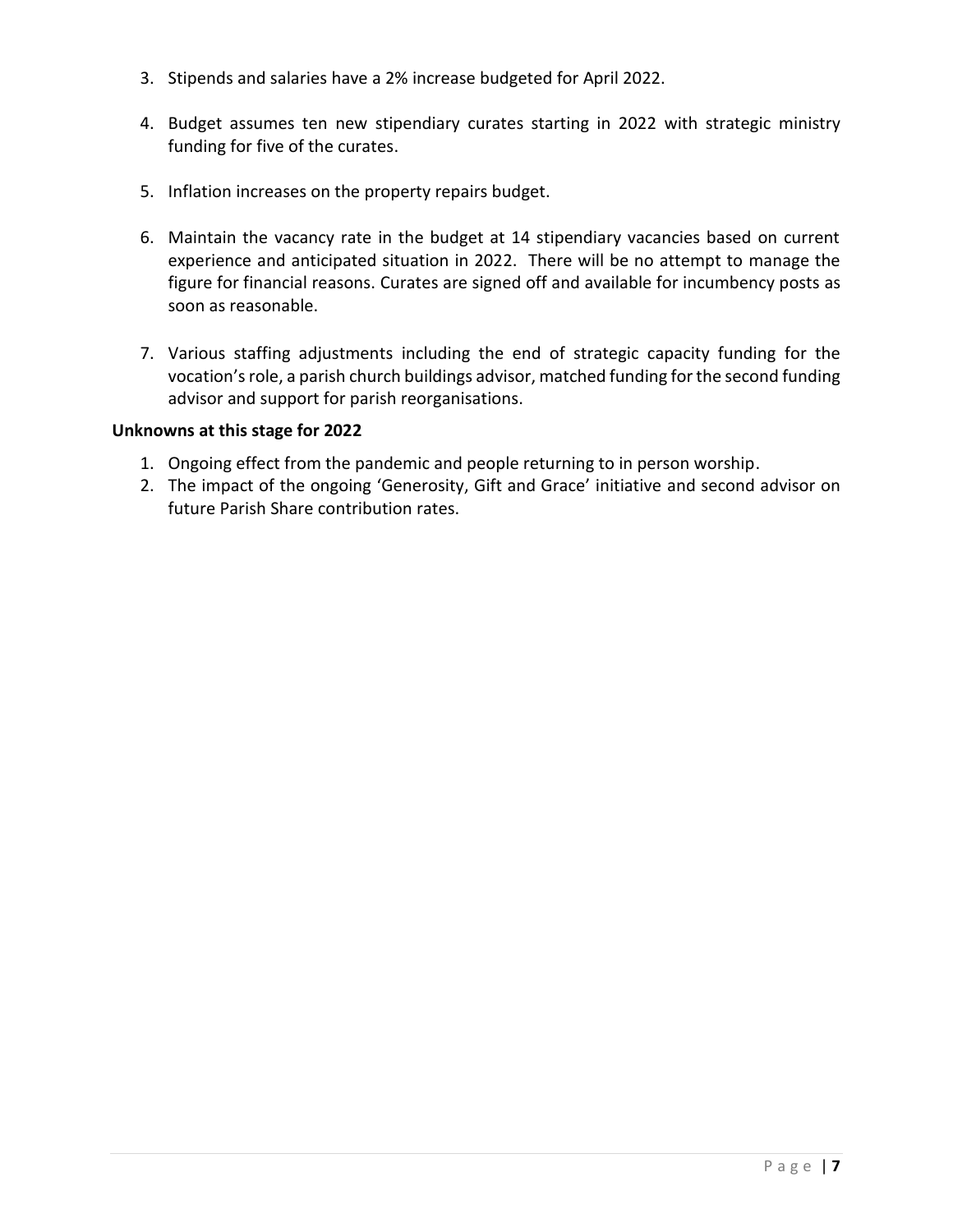3. Stipends and salaries have a 2% increase budgeted for April 2022.

4. Budget assumes ten new stipendiary curates starting in 2022 with strategic ministry funding for five of the curates.

5. Inflation increases on the property repairs budget.

6. Maintain the vacancy rate in the budget at 14 stipendiary vacancies based on current experience and anticipated situation in 2022. There will be no attempt to manage the figure for financial reasons. Curates are signed off and available for incumbency posts as soon as reasonable.

7. Various staffing adjustments including the end of strategic capacity funding for the vocation's role, a parish church buildings advisor, matched funding for the second funding advisor and support for parish reorganisations.

**Unknowns at this stage for 2022**

1. Ongoing effect from the pandemic and people returning to in person worship.
2. The impact of the ongoing 'Generosity, Gift and Grace' initiative and second advisor on future Parish Share contribution rates.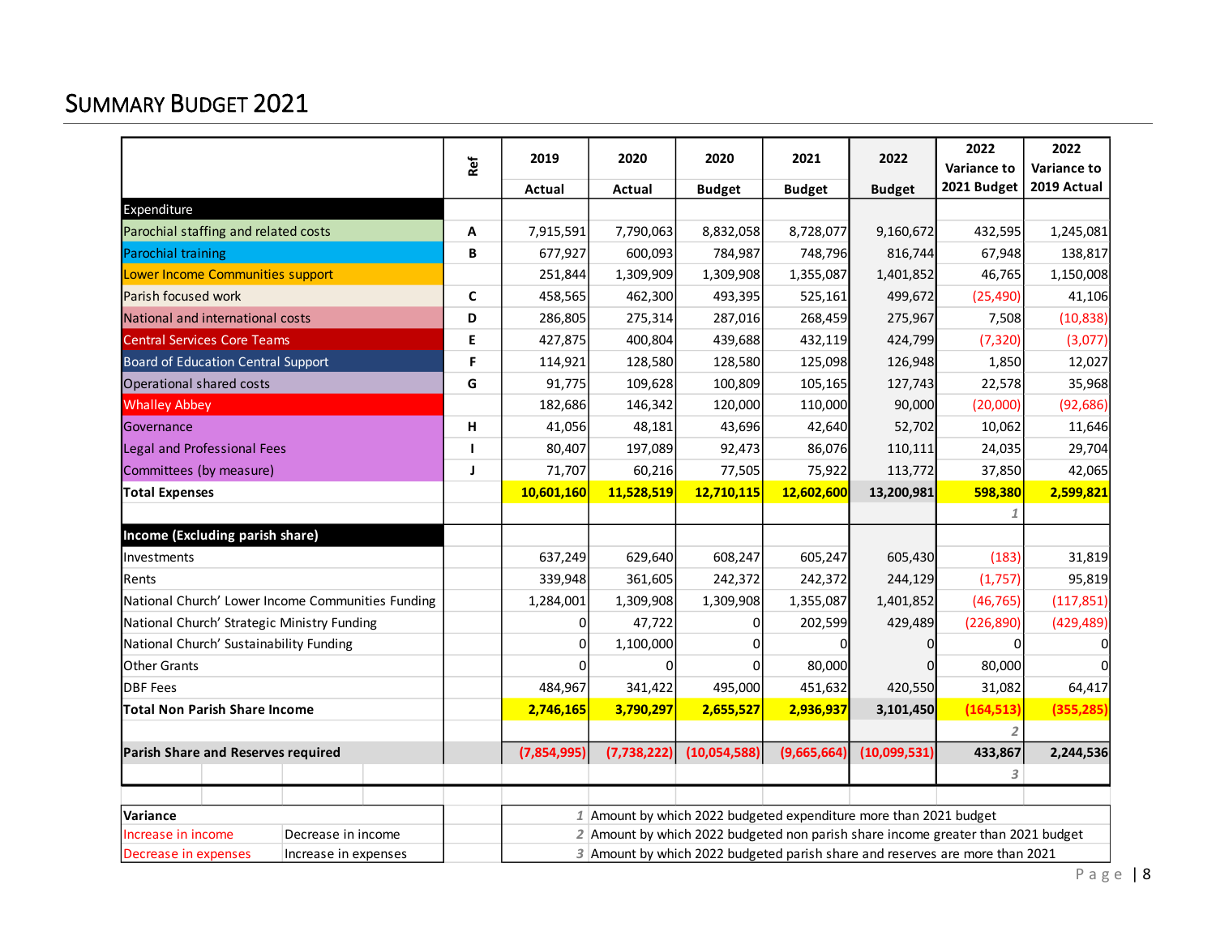## Summary Budget 2021

| | Ref | 2019 Actual | 2020 Actual | 2020 Budget | 2021 Budget | 2022 Budget | 2022 Variance to 2021 Budget | 2022 Variance to 2019 Actual |
|---|---|---|---|---|---|---|---|---|
| **Expenditure** | | | | | | | | |
| Parochial staffing and related costs | A | 7,915,591 | 7,790,063 | 8,832,058 | 8,728,077 | 9,160,672 | 432,595 | 1,245,081 |
| Parochial training | B | 677,927 | 600,093 | 784,987 | 748,796 | 816,744 | 67,948 | 138,817 |
| Lower Income Communities support | | 251,844 | 1,309,909 | 1,309,908 | 1,355,087 | 1,401,852 | 46,765 | 1,150,008 |
| Parish focused work | C | 458,565 | 462,300 | 493,395 | 525,161 | 499,672 | (25,490) | 41,106 |
| National and international costs | D | 286,805 | 275,314 | 287,016 | 268,459 | 275,967 | 7,508 | (10,838) |
| Central Services Core Teams | E | 427,875 | 400,804 | 439,688 | 432,119 | 424,799 | (7,320) | (3,077) |
| Board of Education Central Support | F | 114,921 | 128,580 | 128,580 | 125,098 | 126,948 | 1,850 | 12,027 |
| Operational shared costs | G | 91,775 | 109,628 | 100,809 | 105,165 | 127,743 | 22,578 | 35,968 |
| Whalley Abbey | | 182,686 | 146,342 | 120,000 | 110,000 | 90,000 | (20,000) | (92,686) |
| Governance | H | 41,056 | 48,181 | 43,696 | 42,640 | 52,702 | 10,062 | 11,646 |
| Legal and Professional Fees | I | 80,407 | 197,089 | 92,473 | 86,076 | 110,111 | 24,035 | 29,704 |
| Committees (by measure) | J | 71,707 | 60,216 | 77,505 | 75,922 | 113,772 | 37,850 | 42,065 |
| **Total Expenses** | | **10,601,160** | **11,528,519** | **12,710,115** | **12,602,600** | **13,200,981** | **598,380** | **2,599,821** |
| | | | | | | | 1 | |
| **Income (Excluding parish share)** | | | | | | | | |
| Investments | | 637,249 | 629,640 | 608,247 | 605,247 | 605,430 | (183) | 31,819 |
| Rents | | 339,948 | 361,605 | 242,372 | 242,372 | 244,129 | (1,757) | 95,819 |
| National Church' Lower Income Communities Funding | | 1,284,001 | 1,309,908 | 1,309,908 | 1,355,087 | 1,401,852 | (46,765) | (117,851) |
| National Church' Strategic Ministry Funding | | 0 | 47,722 | 0 | 202,599 | 429,489 | (226,890) | (429,489) |
| National Church' Sustainability Funding | | 0 | 1,100,000 | 0 | 0 | 0 | 0 | 0 |
| Other Grants | | 0 | 0 | 0 | 80,000 | 0 | 80,000 | 0 |
| DBF Fees | | 484,967 | 341,422 | 495,000 | 451,632 | 420,550 | 31,082 | 64,417 |
| **Total Non Parish Share Income** | | **2,746,165** | **3,790,297** | **2,655,527** | **2,936,937** | **3,101,450** | **(164,513)** | **(355,285)** |
| | | | | | | | 2 | |
| **Parish Share and Reserves required** | | (7,854,995) | (7,738,222) | (10,054,588) | (9,665,664) | (10,099,531) | 433,867 | 2,244,536 |
| | | | | | | | 3 | |

| Variance | |
|---|---|
| Increase in income | Decrease in income |
| Decrease in expenses | Increase in expenses |

1 Amount by which 2022 budgeted expenditure more than 2021 budget

2 Amount by which 2022 budgeted non parish share income greater than 2021 budget

3 Amount by which 2022 budgeted parish share and reserves are more than 2021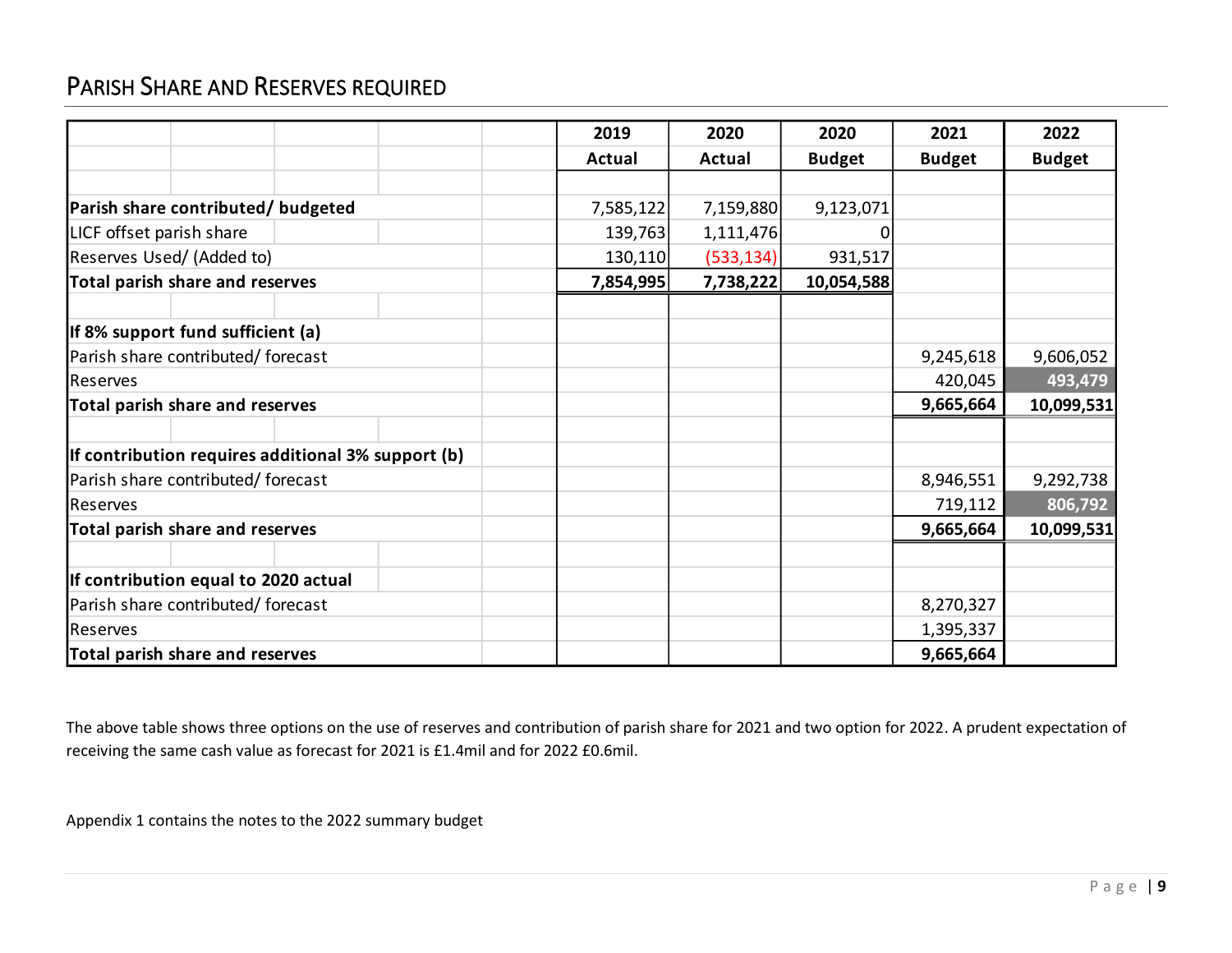## PARISH SHARE AND RESERVES REQUIRED

| | 2019 Actual | 2020 Actual | 2020 Budget | 2021 Budget | 2022 Budget |
|---|---|---|---|---|---|
| **Parish share contributed/ budgeted** | 7,585,122 | 7,159,880 | 9,123,071 | | |
| LICF offset parish share | 139,763 | 1,111,476 | 0 | | |
| Reserves Used/ (Added to) | 130,110 | (533,134) | 931,517 | | |
| **Total parish share and reserves** | **7,854,995** | **7,738,222** | **10,054,588** | | |
| | | | | | |
| **If 8% support fund sufficient (a)** | | | | | |
| Parish share contributed/ forecast | | | | 9,245,618 | 9,606,052 |
| Reserves | | | | 420,045 | 493,479 |
| **Total parish share and reserves** | | | | **9,665,664** | **10,099,531** |
| | | | | | |
| **If contribution requires additional 3% support (b)** | | | | | |
| Parish share contributed/ forecast | | | | 8,946,551 | 9,292,738 |
| Reserves | | | | 719,112 | 806,792 |
| **Total parish share and reserves** | | | | **9,665,664** | **10,099,531** |
| | | | | | |
| **If contribution equal to 2020 actual** | | | | | |
| Parish share contributed/ forecast | | | | 8,270,327 | |
| Reserves | | | | 1,395,337 | |
| **Total parish share and reserves** | | | | **9,665,664** | |

The above table shows three options on the use of reserves and contribution of parish share for 2021 and two option for 2022. A prudent expectation of receiving the same cash value as forecast for 2021 is £1.4mil and for 2022 £0.6mil.

Appendix 1 contains the notes to the 2022 summary budget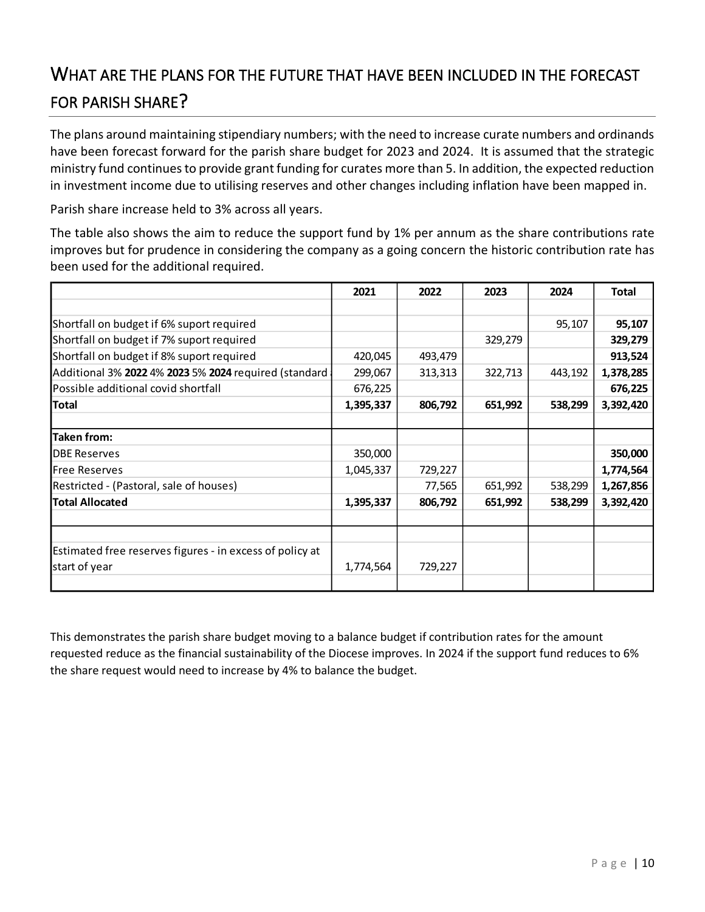## What are the plans for the future that have been included in the forecast for parish share?

The plans around maintaining stipendiary numbers; with the need to increase curate numbers and ordinands have been forecast forward for the parish share budget for 2023 and 2024. It is assumed that the strategic ministry fund continues to provide grant funding for curates more than 5. In addition, the expected reduction in investment income due to utilising reserves and other changes including inflation have been mapped in.

Parish share increase held to 3% across all years.

The table also shows the aim to reduce the support fund by 1% per annum as the share contributions rate improves but for prudence in considering the company as a going concern the historic contribution rate has been used for the additional required.

| | 2021 | 2022 | 2023 | 2024 | Total |
|---|---|---|---|---|---|
| | | | | | |
| Shortfall on budget if 6% suport required | | | | 95,107 | **95,107** |
| Shortfall on budget if 7% suport required | | | 329,279 | | **329,279** |
| Shortfall on budget if 8% suport required | 420,045 | 493,479 | | | **913,524** |
| Additional 3% **2022** 4% **2023** 5% **2024** required (standard | 299,067 | 313,313 | 322,713 | 443,192 | **1,378,285** |
| Possible additional covid shortfall | 676,225 | | | | **676,225** |
| **Total** | **1,395,337** | **806,792** | **651,992** | **538,299** | **3,392,420** |
| | | | | | |
| **Taken from:** | | | | | |
| DBE Reserves | 350,000 | | | | **350,000** |
| Free Reserves | 1,045,337 | 729,227 | | | **1,774,564** |
| Restricted - (Pastoral, sale of houses) | | 77,565 | 651,992 | 538,299 | **1,267,856** |
| **Total Allocated** | **1,395,337** | **806,792** | **651,992** | **538,299** | **3,392,420** |
| | | | | | |
| Estimated free reserves figures - in excess of policy at start of year | 1,774,564 | 729,227 | | | |

This demonstrates the parish share budget moving to a balance budget if contribution rates for the amount requested reduce as the financial sustainability of the Diocese improves. In 2024 if the support fund reduces to 6% the share request would need to increase by 4% to balance the budget.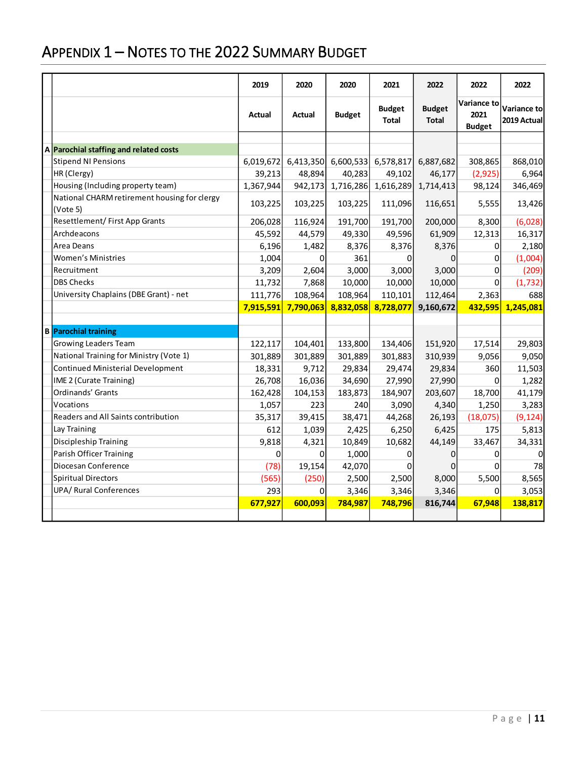# Appendix 1 – Notes to the 2022 Summary Budget

| | | 2019 | 2020 | 2020 | 2021 | 2022 | 2022 | 2022 |
|---|---|---|---|---|---|---|---|---|
| | | Actual | Actual | Budget | Budget Total | Budget Total | Variance to 2021 Budget | Variance to 2019 Actual |
| **A** | **Parochial staffing and related costs** | | | | | | | |
| | Stipend NI Pensions | 6,019,672 | 6,413,350 | 6,600,533 | 6,578,817 | 6,887,682 | 308,865 | 868,010 |
| | HR (Clergy) | 39,213 | 48,894 | 40,283 | 49,102 | 46,177 | (2,925) | 6,964 |
| | Housing (Including property team) | 1,367,944 | 942,173 | 1,716,286 | 1,616,289 | 1,714,413 | 98,124 | 346,469 |
| | National CHARM retirement housing for clergy (Vote 5) | 103,225 | 103,225 | 103,225 | 111,096 | 116,651 | 5,555 | 13,426 |
| | Resettlement/ First App Grants | 206,028 | 116,924 | 191,700 | 191,700 | 200,000 | 8,300 | (6,028) |
| | Archdeacons | 45,592 | 44,579 | 49,330 | 49,596 | 61,909 | 12,313 | 16,317 |
| | Area Deans | 6,196 | 1,482 | 8,376 | 8,376 | 8,376 | 0 | 2,180 |
| | Women's Ministries | 1,004 | 0 | 361 | 0 | 0 | 0 | (1,004) |
| | Recruitment | 3,209 | 2,604 | 3,000 | 3,000 | 3,000 | 0 | (209) |
| | DBS Checks | 11,732 | 7,868 | 10,000 | 10,000 | 10,000 | 0 | (1,732) |
| | University Chaplains (DBE Grant) - net | 111,776 | 108,964 | 108,964 | 110,101 | 112,464 | 2,363 | 688 |
| | | **7,915,591** | **7,790,063** | **8,832,058** | **8,728,077** | **9,160,672** | **432,595** | **1,245,081** |
| **B** | **Parochial training** | | | | | | | |
| | Growing Leaders Team | 122,117 | 104,401 | 133,800 | 134,406 | 151,920 | 17,514 | 29,803 |
| | National Training for Ministry (Vote 1) | 301,889 | 301,889 | 301,889 | 301,883 | 310,939 | 9,056 | 9,050 |
| | Continued Ministerial Development | 18,331 | 9,712 | 29,834 | 29,474 | 29,834 | 360 | 11,503 |
| | IME 2 (Curate Training) | 26,708 | 16,036 | 34,690 | 27,990 | 27,990 | 0 | 1,282 |
| | Ordinands' Grants | 162,428 | 104,153 | 183,873 | 184,907 | 203,607 | 18,700 | 41,179 |
| | Vocations | 1,057 | 223 | 240 | 3,090 | 4,340 | 1,250 | 3,283 |
| | Readers and All Saints contribution | 35,317 | 39,415 | 38,471 | 44,268 | 26,193 | (18,075) | (9,124) |
| | Lay Training | 612 | 1,039 | 2,425 | 6,250 | 6,425 | 175 | 5,813 |
| | Discipleship Training | 9,818 | 4,321 | 10,849 | 10,682 | 44,149 | 33,467 | 34,331 |
| | Parish Officer Training | 0 | 0 | 1,000 | 0 | 0 | 0 | 0 |
| | Diocesan Conference | (78) | 19,154 | 42,070 | 0 | 0 | 0 | 78 |
| | Spiritual Directors | (565) | (250) | 2,500 | 2,500 | 8,000 | 5,500 | 8,565 |
| | UPA/ Rural Conferences | 293 | 0 | 3,346 | 3,346 | 3,346 | 0 | 3,053 |
| | | **677,927** | **600,093** | **784,987** | **748,796** | **816,744** | **67,948** | **138,817** |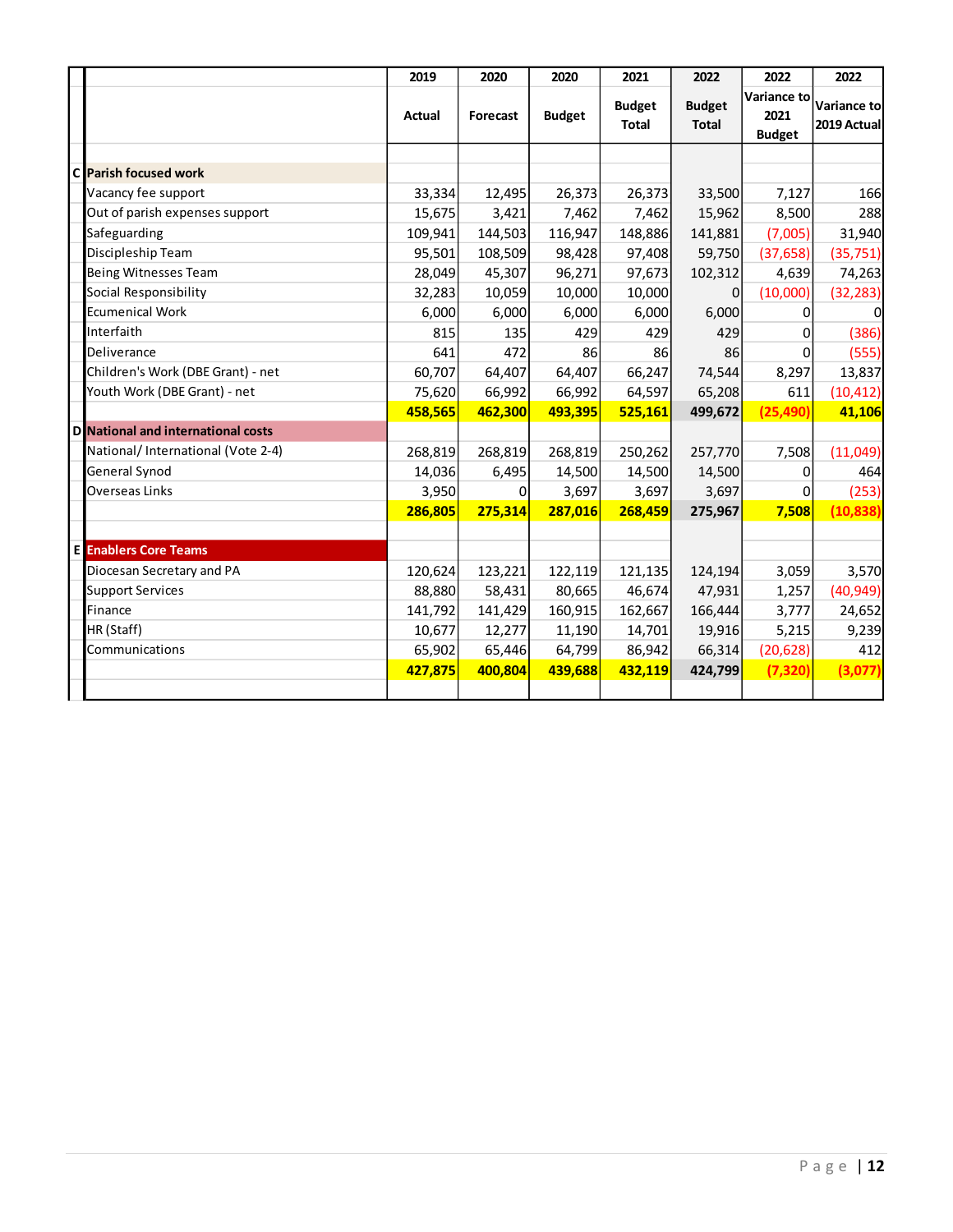| | | 2019 | 2020 | 2020 | 2021 | 2022 | 2022 | 2022 |
|---|---|---|---|---|---|---|---|---|
| | | Actual | Forecast | Budget | Budget Total | Budget Total | Variance to 2021 Budget | Variance to 2019 Actual |
| C | **Parish focused work** | | | | | | | |
| | Vacancy fee support | 33,334 | 12,495 | 26,373 | 26,373 | 33,500 | 7,127 | 166 |
| | Out of parish expenses support | 15,675 | 3,421 | 7,462 | 7,462 | 15,962 | 8,500 | 288 |
| | Safeguarding | 109,941 | 144,503 | 116,947 | 148,886 | 141,881 | (7,005) | 31,940 |
| | Discipleship Team | 95,501 | 108,509 | 98,428 | 97,408 | 59,750 | (37,658) | (35,751) |
| | Being Witnesses Team | 28,049 | 45,307 | 96,271 | 97,673 | 102,312 | 4,639 | 74,263 |
| | Social Responsibility | 32,283 | 10,059 | 10,000 | 10,000 | 0 | (10,000) | (32,283) |
| | Ecumenical Work | 6,000 | 6,000 | 6,000 | 6,000 | 6,000 | 0 | 0 |
| | Interfaith | 815 | 135 | 429 | 429 | 429 | 0 | (386) |
| | Deliverance | 641 | 472 | 86 | 86 | 86 | 0 | (555) |
| | Children's Work (DBE Grant) - net | 60,707 | 64,407 | 64,407 | 66,247 | 74,544 | 8,297 | 13,837 |
| | Youth Work (DBE Grant) - net | 75,620 | 66,992 | 66,992 | 64,597 | 65,208 | 611 | (10,412) |
| | | **458,565** | **462,300** | **493,395** | **525,161** | **499,672** | **(25,490)** | **41,106** |
| D | **National and international costs** | | | | | | | |
| | National/ International (Vote 2-4) | 268,819 | 268,819 | 268,819 | 250,262 | 257,770 | 7,508 | (11,049) |
| | General Synod | 14,036 | 6,495 | 14,500 | 14,500 | 14,500 | 0 | 464 |
| | Overseas Links | 3,950 | 0 | 3,697 | 3,697 | 3,697 | 0 | (253) |
| | | **286,805** | **275,314** | **287,016** | **268,459** | **275,967** | **7,508** | **(10,838)** |
| E | **Enablers Core Teams** | | | | | | | |
| | Diocesan Secretary and PA | 120,624 | 123,221 | 122,119 | 121,135 | 124,194 | 3,059 | 3,570 |
| | Support Services | 88,880 | 58,431 | 80,665 | 46,674 | 47,931 | 1,257 | (40,949) |
| | Finance | 141,792 | 141,429 | 160,915 | 162,667 | 166,444 | 3,777 | 24,652 |
| | HR (Staff) | 10,677 | 12,277 | 11,190 | 14,701 | 19,916 | 5,215 | 9,239 |
| | Communications | 65,902 | 65,446 | 64,799 | 86,942 | 66,314 | (20,628) | 412 |
| | | **427,875** | **400,804** | **439,688** | **432,119** | **424,799** | **(7,320)** | **(3,077)** |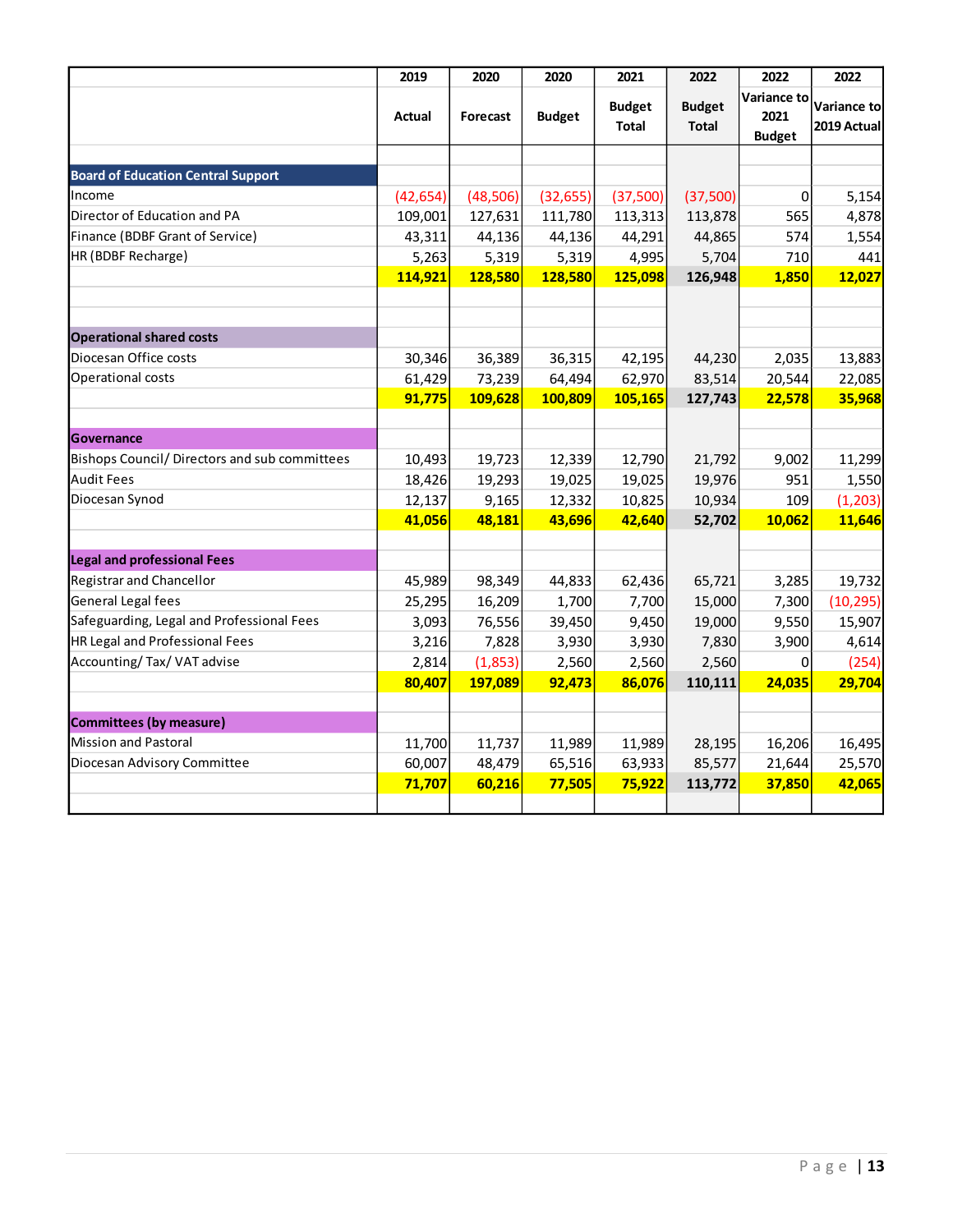| | 2019 | 2020 | 2020 | 2021 | 2022 | 2022 | 2022 |
|---|---|---|---|---|---|---|---|
| | Actual | Forecast | Budget | Budget Total | Budget Total | Variance to 2021 Budget | Variance to 2019 Actual |
| **Board of Education Central Support** | | | | | | | |
| Income | (42,654) | (48,506) | (32,655) | (37,500) | (37,500) | 0 | 5,154 |
| Director of Education and PA | 109,001 | 127,631 | 111,780 | 113,313 | 113,878 | 565 | 4,878 |
| Finance (BDBF Grant of Service) | 43,311 | 44,136 | 44,136 | 44,291 | 44,865 | 574 | 1,554 |
| HR (BDBF Recharge) | 5,263 | 5,319 | 5,319 | 4,995 | 5,704 | 710 | 441 |
| | **114,921** | **128,580** | **128,580** | **125,098** | **126,948** | **1,850** | **12,027** |
| **Operational shared costs** | | | | | | | |
| Diocesan Office costs | 30,346 | 36,389 | 36,315 | 42,195 | 44,230 | 2,035 | 13,883 |
| Operational costs | 61,429 | 73,239 | 64,494 | 62,970 | 83,514 | 20,544 | 22,085 |
| | **91,775** | **109,628** | **100,809** | **105,165** | **127,743** | **22,578** | **35,968** |
| **Governance** | | | | | | | |
| Bishops Council/ Directors and sub committees | 10,493 | 19,723 | 12,339 | 12,790 | 21,792 | 9,002 | 11,299 |
| Audit Fees | 18,426 | 19,293 | 19,025 | 19,025 | 19,976 | 951 | 1,550 |
| Diocesan Synod | 12,137 | 9,165 | 12,332 | 10,825 | 10,934 | 109 | (1,203) |
| | **41,056** | **48,181** | **43,696** | **42,640** | **52,702** | **10,062** | **11,646** |
| **Legal and professional Fees** | | | | | | | |
| Registrar and Chancellor | 45,989 | 98,349 | 44,833 | 62,436 | 65,721 | 3,285 | 19,732 |
| General Legal fees | 25,295 | 16,209 | 1,700 | 7,700 | 15,000 | 7,300 | (10,295) |
| Safeguarding, Legal and Professional Fees | 3,093 | 76,556 | 39,450 | 9,450 | 19,000 | 9,550 | 15,907 |
| HR Legal and Professional Fees | 3,216 | 7,828 | 3,930 | 3,930 | 7,830 | 3,900 | 4,614 |
| Accounting/ Tax/ VAT advise | 2,814 | (1,853) | 2,560 | 2,560 | 2,560 | 0 | (254) |
| | **80,407** | **197,089** | **92,473** | **86,076** | **110,111** | **24,035** | **29,704** |
| **Committees (by measure)** | | | | | | | |
| Mission and Pastoral | 11,700 | 11,737 | 11,989 | 11,989 | 28,195 | 16,206 | 16,495 |
| Diocesan Advisory Committee | 60,007 | 48,479 | 65,516 | 63,933 | 85,577 | 21,644 | 25,570 |
| | **71,707** | **60,216** | **77,505** | **75,922** | **113,772** | **37,850** | **42,065** |